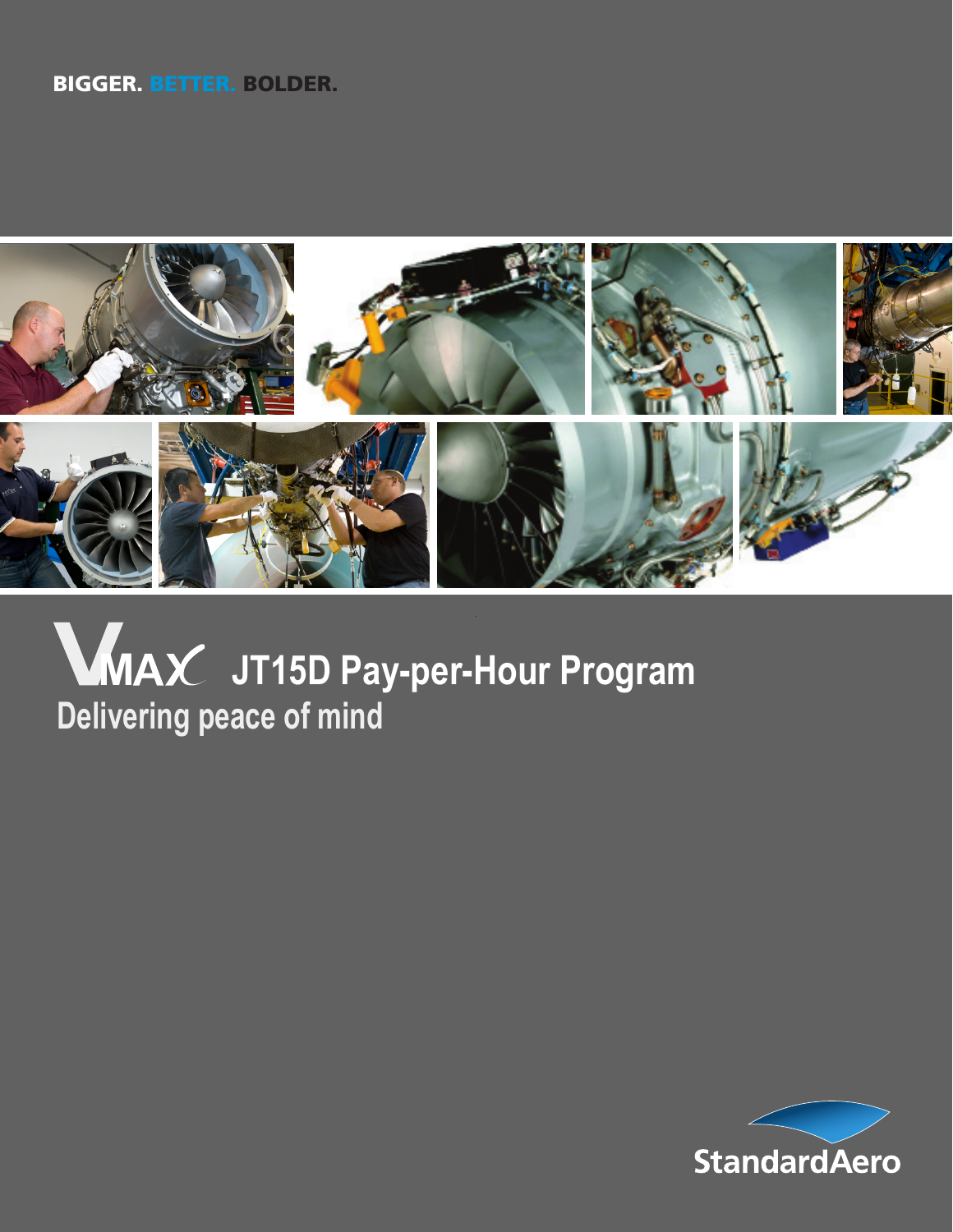BIGGER. BETTER. BOLDER.

# VMAX JT15D Pay-per-Hour Program

## Delivering peace of mind

StandardAero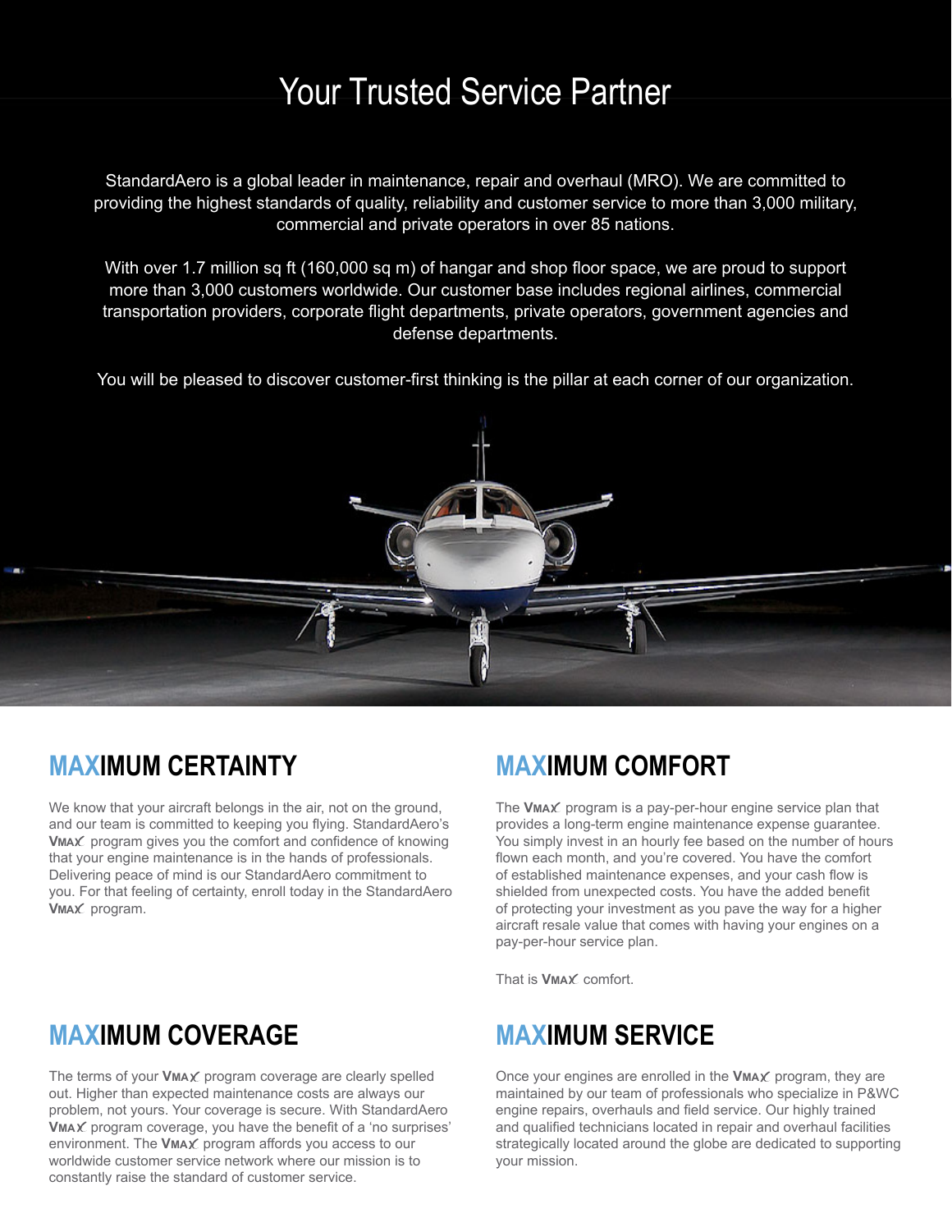# Your Trusted Service Partner

StandardAero is a global leader in maintenance, repair and overhaul (MRO). We are committed to providing the highest standards of quality, reliability and customer service to more than 3,000 military, commercial and private operators in over 85 nations.

With over 1.7 million sq ft (160,000 sq m) of hangar and shop floor space, we are proud to support more than 3,000 customers worldwide. Our customer base includes regional airlines, commercial transportation providers, corporate flight departments, private operators, government agencies and defense departments.

You will be pleased to discover customer-first thinking is the pillar at each corner of our organization.

## MAXIMUM CERTAINTY

We know that your aircraft belongs in the air, not on the ground, and our team is committed to keeping you flying. StandardAero's **VMAX** program gives you the comfort and confidence of knowing that your engine maintenance is in the hands of professionals. Delivering peace of mind is our StandardAero commitment to you. For that feeling of certainty, enroll today in the StandardAero **VMAX** program.

## MAXIMUM COMFORT

The **VMAX** program is a pay-per-hour engine service plan that provides a long-term engine maintenance expense guarantee. You simply invest in an hourly fee based on the number of hours flown each month, and you're covered. You have the comfort of established maintenance expenses, and your cash flow is shielded from unexpected costs. You have the added benefit of protecting your investment as you pave the way for a higher aircraft resale value that comes with having your engines on a pay-per-hour service plan.

That is **VMAX** comfort.

## MAXIMUM COVERAGE

The terms of your **VMAX** program coverage are clearly spelled out. Higher than expected maintenance costs are always our problem, not yours. Your coverage is secure. With StandardAero **VMAX** program coverage, you have the benefit of a 'no surprises' environment. The **VMAX** program affords you access to our worldwide customer service network where our mission is to constantly raise the standard of customer service.

## MAXIMUM SERVICE

Once your engines are enrolled in the **VMAX** program, they are maintained by our team of professionals who specialize in P&WC engine repairs, overhauls and field service. Our highly trained and qualified technicians located in repair and overhaul facilities strategically located around the globe are dedicated to supporting your mission.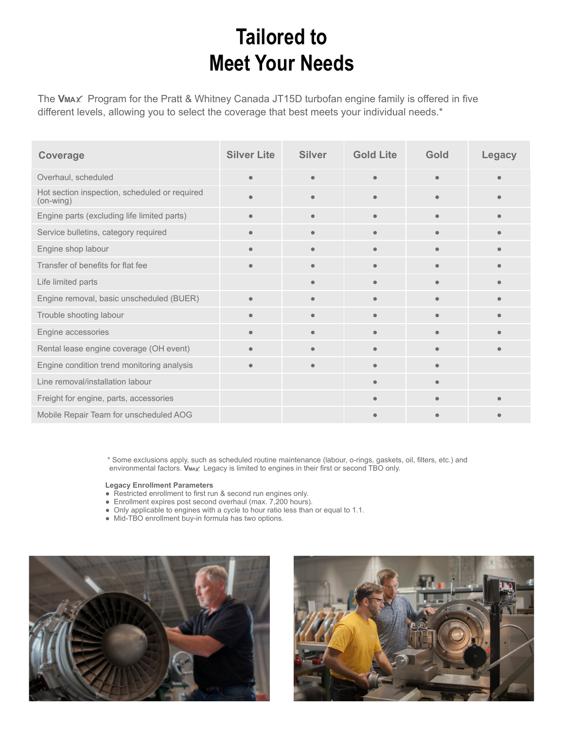# Tailored to Meet Your Needs

The VMAX Program for the Pratt & Whitney Canada JT15D turbofan engine family is offered in five different levels, allowing you to select the coverage that best meets your individual needs.*

| Coverage | Silver Lite | Silver | Gold Lite | Gold | Legacy |
|---|---|---|---|---|---|
| Overhaul, scheduled | ● | ● | ● | ● | ● |
| Hot section inspection, scheduled or required (on-wing) | ● | ● | ● | ● | ● |
| Engine parts (excluding life limited parts) | ● | ● | ● | ● | ● |
| Service bulletins, category required | ● | ● | ● | ● | ● |
| Engine shop labour | ● | ● | ● | ● | ● |
| Transfer of benefits for flat fee | ● | ● | ● | ● | ● |
| Life limited parts | | ● | ● | ● | ● |
| Engine removal, basic unscheduled (BUER) | ● | ● | ● | ● | ● |
| Trouble shooting labour | ● | ● | ● | ● | ● |
| Engine accessories | ● | ● | ● | ● | ● |
| Rental lease engine coverage (OH event) | ● | ● | ● | ● | ● |
| Engine condition trend monitoring analysis | ● | ● | ● | ● | |
| Line removal/installation labour | | | ● | ● | |
| Freight for engine, parts, accessories | | | ● | ● | ● |
| Mobile Repair Team for unscheduled AOG | | | ● | ● | ● |

* Some exclusions apply, such as scheduled routine maintenance (labour, o-rings, gaskets, oil, filters, etc.) and environmental factors. VMAX Legacy is limited to engines in their first or second TBO only.

**Legacy Enrollment Parameters**

- Restricted enrollment to first run & second run engines only.
- Enrollment expires post second overhaul (max. 7,200 hours).
- Only applicable to engines with a cycle to hour ratio less than or equal to 1.1.
- Mid-TBO enrollment buy-in formula has two options.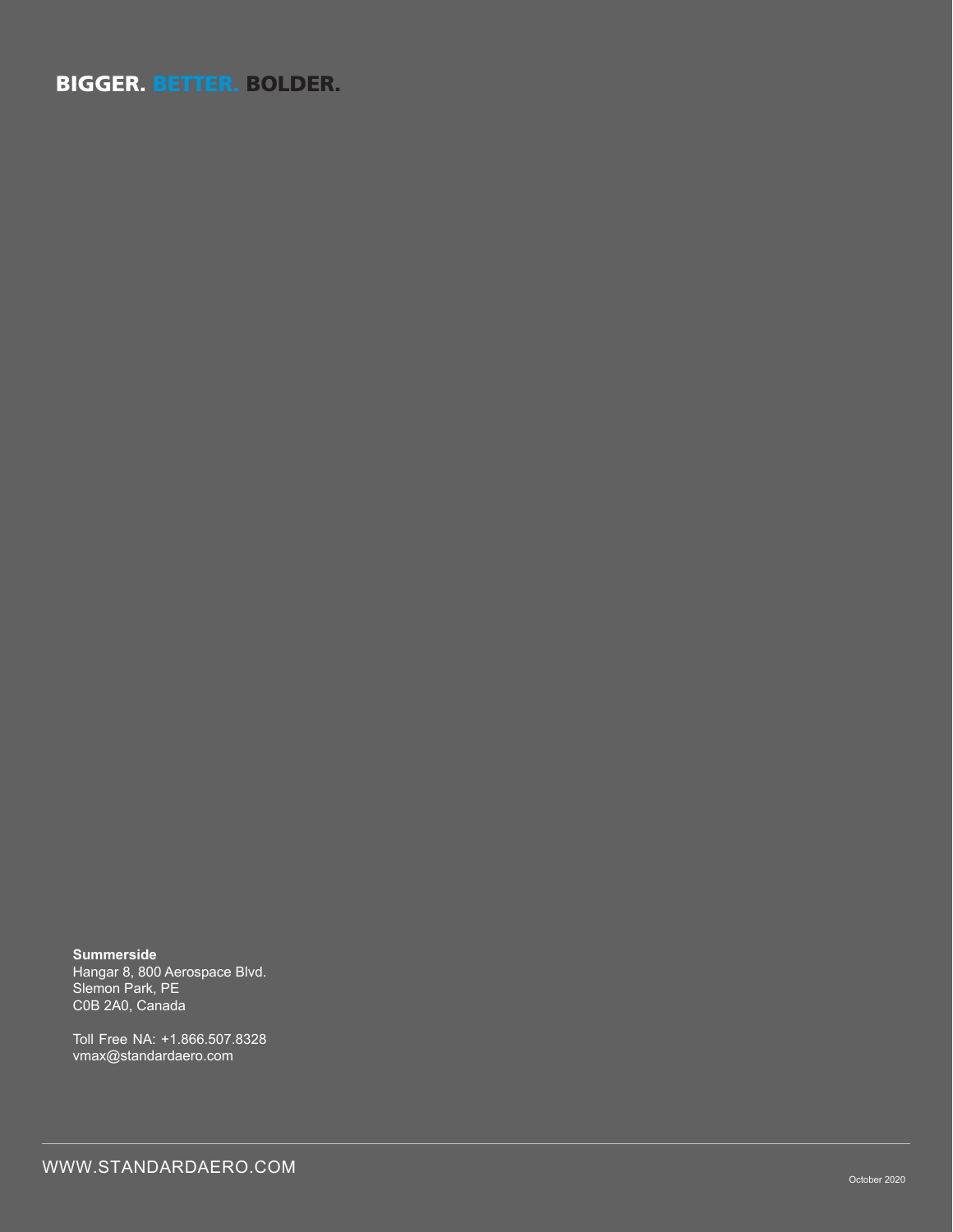**BIGGER. BETTER. BOLDER.**

**Summerside**
Hangar 8, 800 Aerospace Blvd.
Slemon Park, PE
C0B 2A0, Canada

Toll Free NA: +1.866.507.8328
vmax@standardaero.com

WWW.STANDARDAERO.COM

October 2020